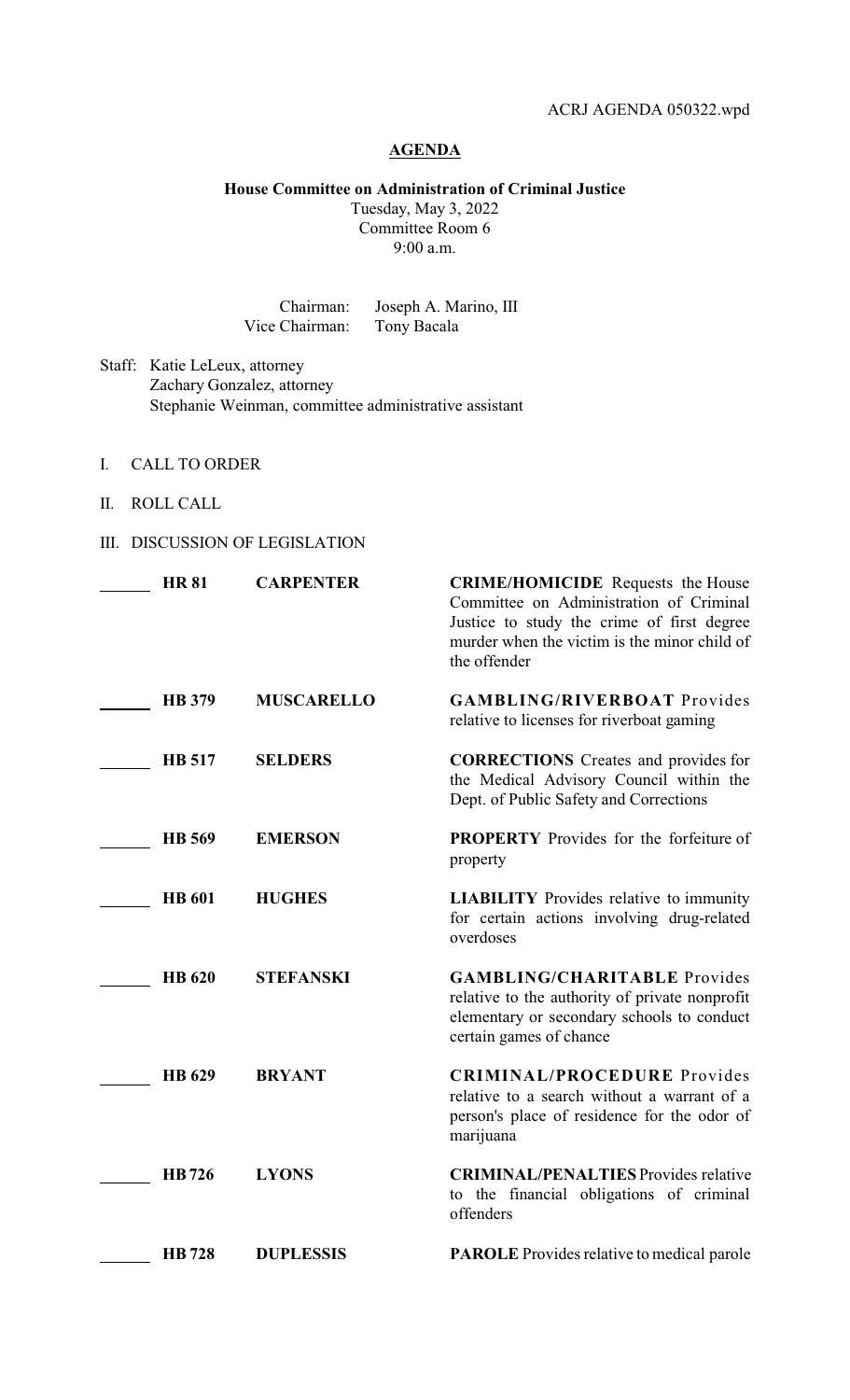ACRJ AGENDA 050322.wpd

## AGENDA

**House Committee on Administration of Criminal Justice**
Tuesday, May 3, 2022
Committee Room 6
9:00 a.m.

Chairman: Joseph A. Marino, III
Vice Chairman: Tony Bacala

Staff: Katie LeLeux, attorney
Zachary Gonzalez, attorney
Stephanie Weinman, committee administrative assistant

I. CALL TO ORDER

II. ROLL CALL

III. DISCUSSION OF LEGISLATION

| | | | |
|---|---|---|---|
| ______ | **HR 81** | **CARPENTER** | **CRIME/HOMICIDE** Requests the House Committee on Administration of Criminal Justice to study the crime of first degree murder when the victim is the minor child of the offender |
| ______ | **HB 379** | **MUSCARELLO** | **GAMBLING/RIVERBOAT** Provides relative to licenses for riverboat gaming |
| ______ | **HB 517** | **SELDERS** | **CORRECTIONS** Creates and provides for the Medical Advisory Council within the Dept. of Public Safety and Corrections |
| ______ | **HB 569** | **EMERSON** | **PROPERTY** Provides for the forfeiture of property |
| ______ | **HB 601** | **HUGHES** | **LIABILITY** Provides relative to immunity for certain actions involving drug-related overdoses |
| ______ | **HB 620** | **STEFANSKI** | **GAMBLING/CHARITABLE** Provides relative to the authority of private nonprofit elementary or secondary schools to conduct certain games of chance |
| ______ | **HB 629** | **BRYANT** | **CRIMINAL/PROCEDURE** Provides relative to a search without a warrant of a person's place of residence for the odor of marijuana |
| ______ | **HB 726** | **LYONS** | **CRIMINAL/PENALTIES** Provides relative to the financial obligations of criminal offenders |
| ______ | **HB 728** | **DUPLESSIS** | **PAROLE** Provides relative to medical parole |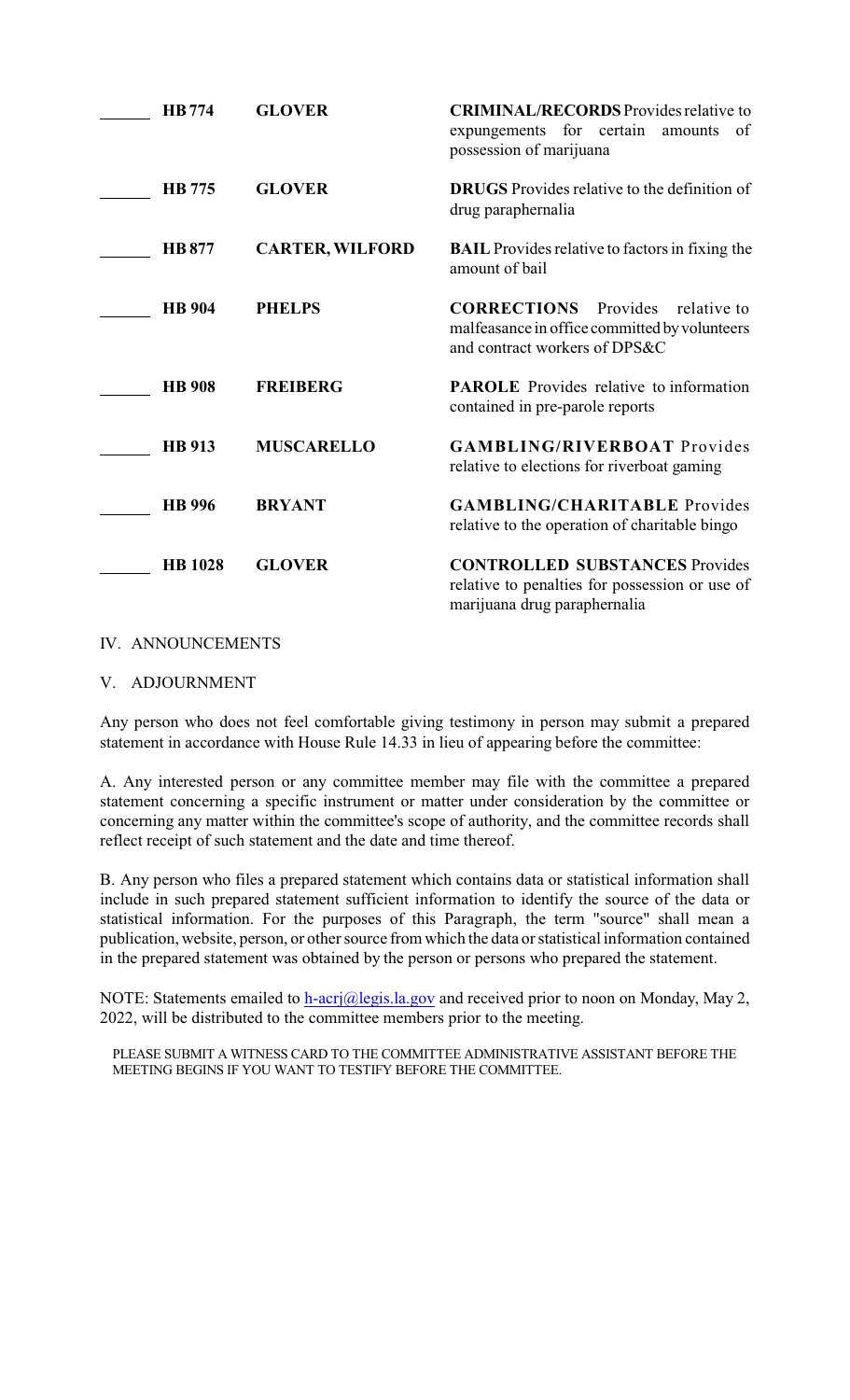| | | | |
|---|---|---|---|
| ______ | **HB 774** | **GLOVER** | **CRIMINAL/RECORDS** Provides relative to expungements for certain amounts of possession of marijuana |
| ______ | **HB 775** | **GLOVER** | **DRUGS** Provides relative to the definition of drug paraphernalia |
| ______ | **HB 877** | **CARTER, WILFORD** | **BAIL** Provides relative to factors in fixing the amount of bail |
| ______ | **HB 904** | **PHELPS** | **CORRECTIONS** Provides relative to malfeasance in office committed by volunteers and contract workers of DPS&C |
| ______ | **HB 908** | **FREIBERG** | **PAROLE** Provides relative to information contained in pre-parole reports |
| ______ | **HB 913** | **MUSCARELLO** | **GAMBLING/RIVERBOAT** Provides relative to elections for riverboat gaming |
| ______ | **HB 996** | **BRYANT** | **GAMBLING/CHARITABLE** Provides relative to the operation of charitable bingo |
| ______ | **HB 1028** | **GLOVER** | **CONTROLLED SUBSTANCES** Provides relative to penalties for possession or use of marijuana drug paraphernalia |

IV. ANNOUNCEMENTS

V. ADJOURNMENT

Any person who does not feel comfortable giving testimony in person may submit a prepared statement in accordance with House Rule 14.33 in lieu of appearing before the committee:

A. Any interested person or any committee member may file with the committee a prepared statement concerning a specific instrument or matter under consideration by the committee or concerning any matter within the committee's scope of authority, and the committee records shall reflect receipt of such statement and the date and time thereof.

B. Any person who files a prepared statement which contains data or statistical information shall include in such prepared statement sufficient information to identify the source of the data or statistical information. For the purposes of this Paragraph, the term "source" shall mean a publication, website, person, or other source from which the data or statistical information contained in the prepared statement was obtained by the person or persons who prepared the statement.

NOTE: Statements emailed to h-acrj@legis.la.gov and received prior to noon on Monday, May 2, 2022, will be distributed to the committee members prior to the meeting.

PLEASE SUBMIT A WITNESS CARD TO THE COMMITTEE ADMINISTRATIVE ASSISTANT BEFORE THE MEETING BEGINS IF YOU WANT TO TESTIFY BEFORE THE COMMITTEE.